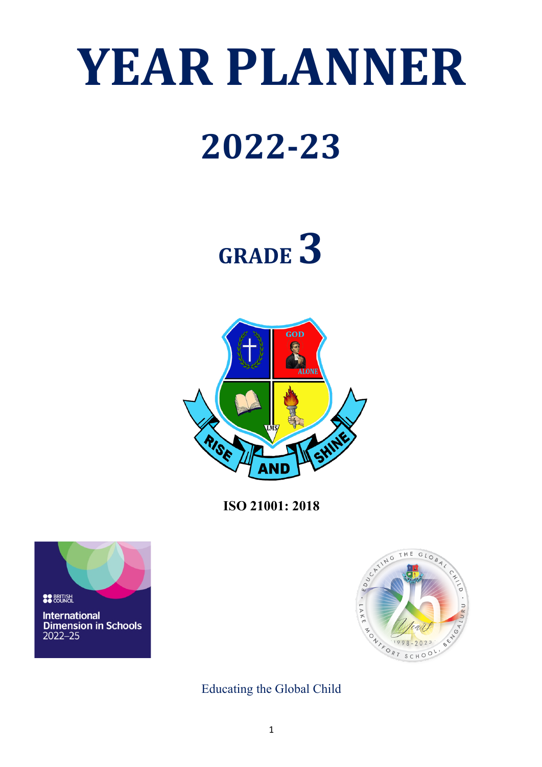# YEAR PLANNER

# 2022-23

## GRADE 3

**ISO 21001: 2018**

Educating the Global Child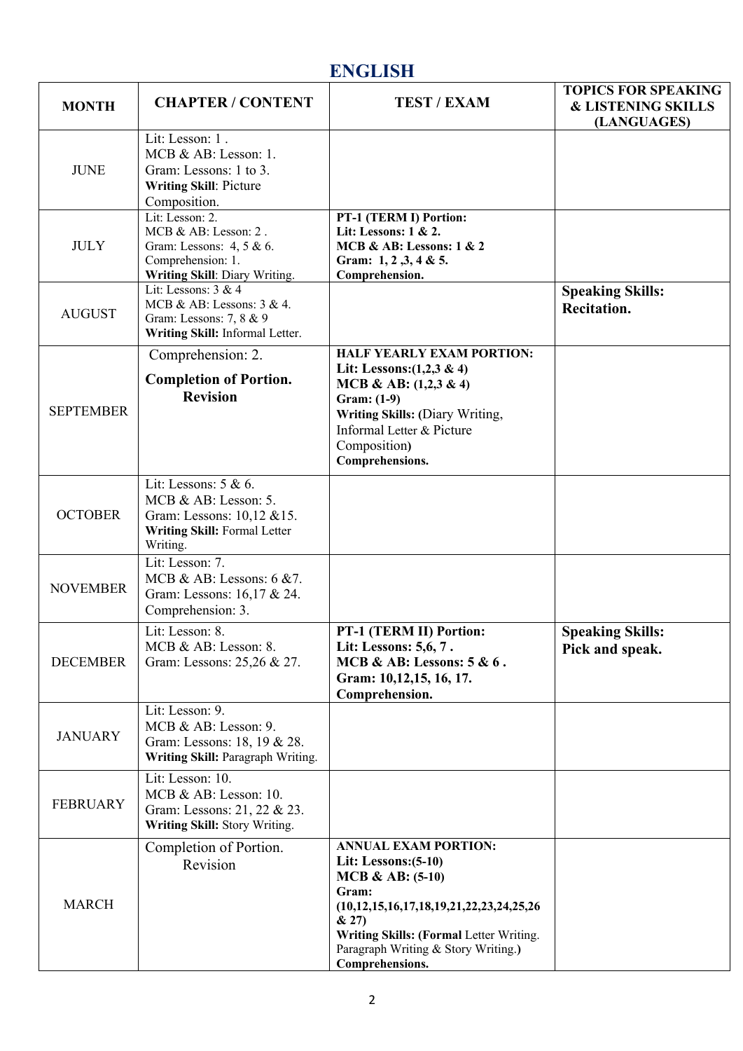# ENGLISH

| MONTH | CHAPTER / CONTENT | TEST / EXAM | TOPICS FOR SPEAKING & LISTENING SKILLS (LANGUAGES) |
|---|---|---|---|
| JUNE | Lit: Lesson: 1 .<br>MCB & AB: Lesson: 1.<br>Gram: Lessons: 1 to 3.<br>**Writing Skill**: Picture Composition. | | |
| JULY | Lit: Lesson: 2.<br>MCB & AB: Lesson: 2 .<br>Gram: Lessons: 4, 5 & 6.<br>Comprehension: 1.<br>**Writing Skill**: Diary Writing. | **PT-1 (TERM I) Portion:**<br>**Lit: Lessons: 1 & 2.**<br>**MCB & AB: Lessons: 1 & 2**<br>**Gram: 1, 2 ,3, 4 & 5.**<br>**Comprehension.** | |
| AUGUST | Lit: Lessons: 3 & 4<br>MCB & AB: Lessons: 3 & 4.<br>Gram: Lessons: 7, 8 & 9<br>**Writing Skill:** Informal Letter. | | **Speaking Skills: Recitation.** |
| SEPTEMBER | Comprehension: 2.<br>**Completion of Portion. Revision** | **HALF YEARLY EXAM PORTION:**<br>**Lit: Lessons:(1,2,3 & 4)**<br>**MCB & AB: (1,2,3 & 4)**<br>**Gram: (1-9)**<br>**Writing Skills: (**Diary Writing, Informal Letter & Picture Composition**)**<br>**Comprehensions.** | |
| OCTOBER | Lit: Lessons: 5 & 6.<br>MCB & AB: Lesson: 5.<br>Gram: Lessons: 10,12 &15.<br>**Writing Skill:** Formal Letter Writing. | | |
| NOVEMBER | Lit: Lesson: 7.<br>MCB & AB: Lessons: 6 &7.<br>Gram: Lessons: 16,17 & 24.<br>Comprehension: 3. | | |
| DECEMBER | Lit: Lesson: 8.<br>MCB & AB: Lesson: 8.<br>Gram: Lessons: 25,26 & 27. | **PT-1 (TERM II) Portion:**<br>**Lit: Lessons: 5,6, 7 .**<br>**MCB & AB: Lessons: 5 & 6 .**<br>**Gram: 10,12,15, 16, 17.**<br>**Comprehension.** | **Speaking Skills: Pick and speak.** |
| JANUARY | Lit: Lesson: 9.<br>MCB & AB: Lesson: 9.<br>Gram: Lessons: 18, 19 & 28.<br>**Writing Skill:** Paragraph Writing. | | |
| FEBRUARY | Lit: Lesson: 10.<br>MCB & AB: Lesson: 10.<br>Gram: Lessons: 21, 22 & 23.<br>**Writing Skill:** Story Writing. | | |
| MARCH | Completion of Portion. Revision | **ANNUAL EXAM PORTION:**<br>**Lit: Lessons:(5-10)**<br>**MCB & AB: (5-10)**<br>**Gram: (10,12,15,16,17,18,19,21,22,23,24,25,26 & 27)**<br>**Writing Skills: (Formal** Letter Writing. Paragraph Writing & Story Writing.**)**<br>**Comprehensions.** | |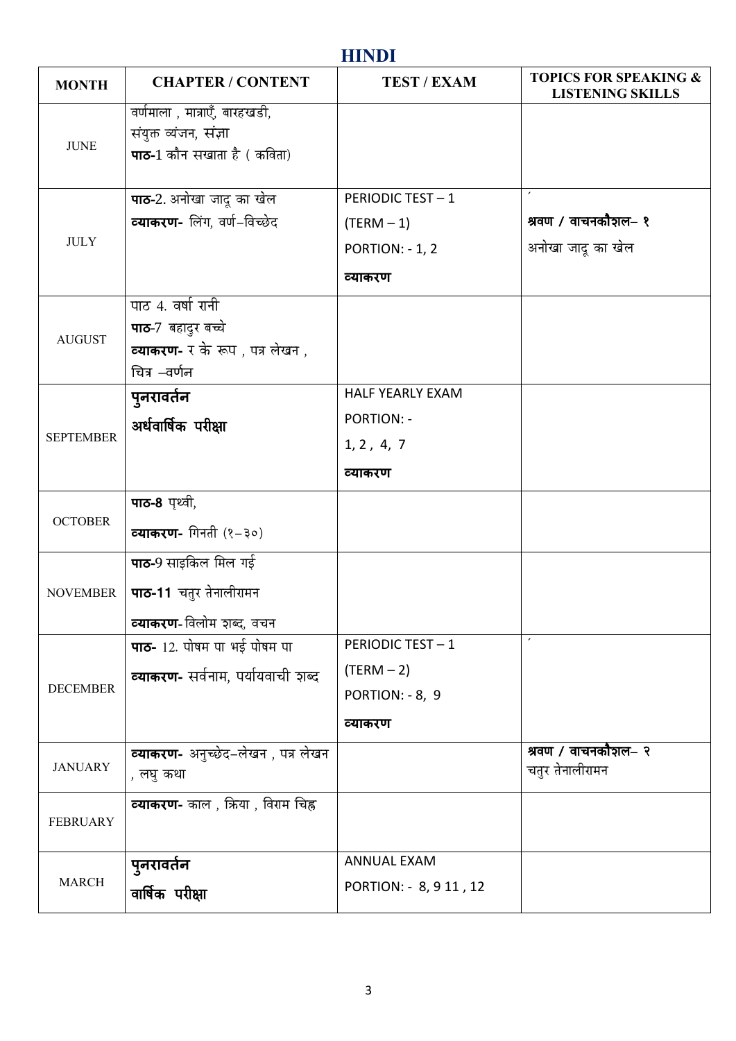## HINDI

| MONTH | CHAPTER / CONTENT | TEST / EXAM | TOPICS FOR SPEAKING & LISTENING SKILLS |
|---|---|---|---|
| JUNE | वर्णमाला , मात्राएँ, बारहखडी, संयुक्त व्यंजन, संज्ञा<br>**पाठ-**1 कौन सखाता है ( कविता) | | |
| JULY | **पाठ-**2. अनोखा जादू का खेल<br>**व्याकरण-** लिंग, वर्ण–विच्छेद | PERIODIC TEST – 1<br>(TERM – 1)<br>PORTION: - 1, 2<br>**व्याकरण** | **श्रवण / वाचनकौशल– १**<br>अनोखा जादू का खेल |
| AUGUST | पाठ 4. वर्षा रानी<br>**पाठ-**7 बहादुर बच्चे<br>**व्याकरण-** र के रूप , पत्र लेखन , चित्र –वर्णन | | |
| SEPTEMBER | **पुनरावर्तन**<br>**अर्धवार्षिक परीक्षा** | HALF YEARLY EXAM<br>PORTION: -<br>1, 2 , 4, 7<br>**व्याकरण** | |
| OCTOBER | **पाठ-8** पृथ्वी,<br>**व्याकरण-** गिनती (१–३०) | | |
| NOVEMBER | **पाठ-**9 साइकिल मिल गई<br>**पाठ-11** चतुर तेनालीरामन<br>**व्याकरण-** विलोम शब्द, वचन | | |
| DECEMBER | **पाठ-** 12. पोषम पा भई पोषम पा<br>**व्याकरण-** सर्वनाम, पर्यायवाची शब्द | PERIODIC TEST – 1<br>(TERM – 2)<br>PORTION: - 8, 9<br>**व्याकरण** | |
| JANUARY | **व्याकरण-** अनुच्छेद–लेखन , पत्र लेखन , लघु कथा | | **श्रवण / वाचनकौशल– २**<br>चतुर तेनालीरामन |
| FEBRUARY | **व्याकरण-** काल , क्रिया , विराम चिह्न | | |
| MARCH | **पुनरावर्तन**<br>**वार्षिक परीक्षा** | ANNUAL EXAM<br>PORTION: - 8, 9 11 , 12 | |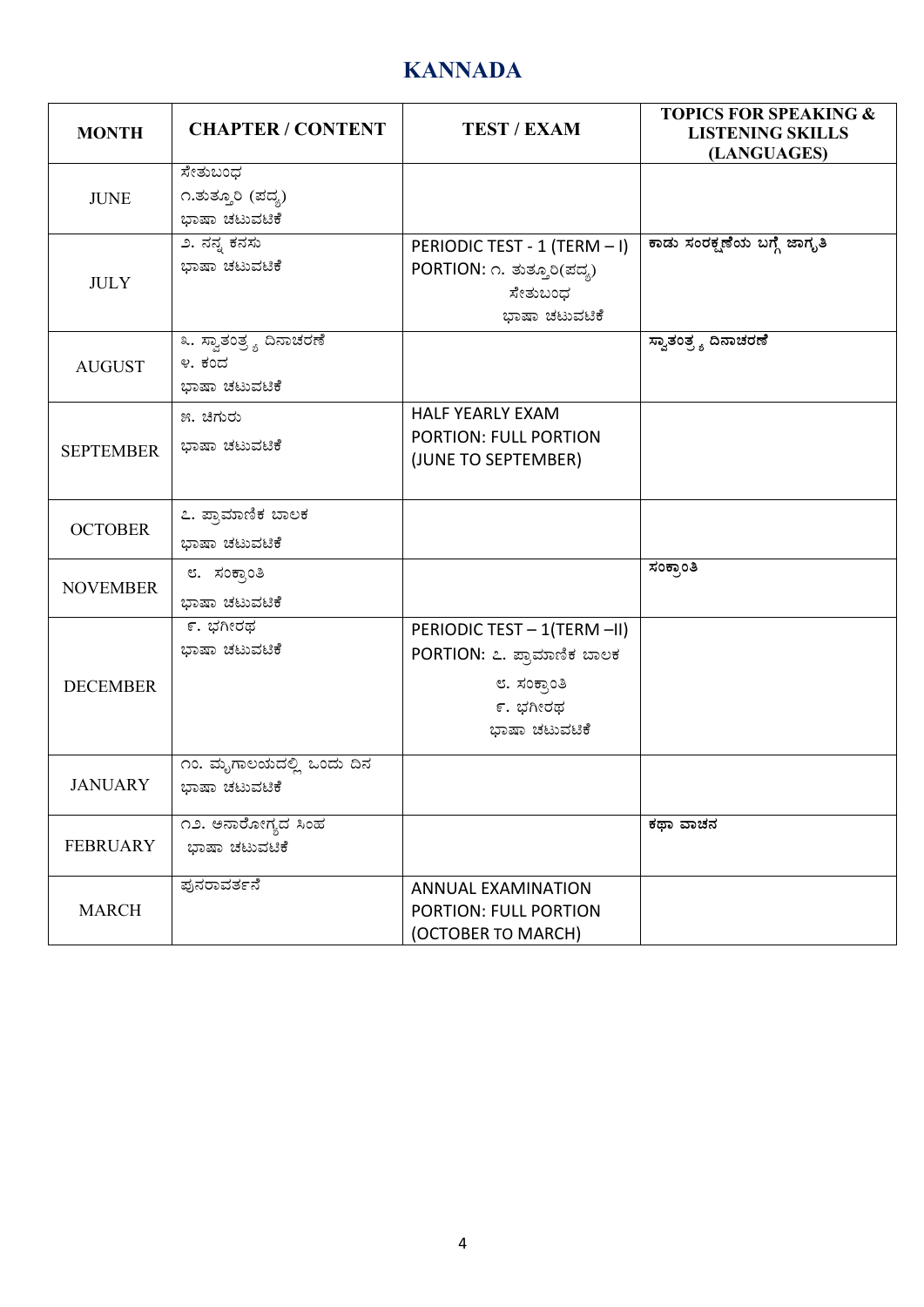# KANNADA

| MONTH | CHAPTER / CONTENT | TEST / EXAM | TOPICS FOR SPEAKING & LISTENING SKILLS (LANGUAGES) |
|---|---|---|---|
| JUNE | ಸೇತುಬಂಧ<br>೧.ತುತ್ತೂರಿ (ಪದ್ಯ)<br>ಭಾಷಾ ಚಟುವಟಿಕೆ | | |
| JULY | ೨. ನನ್ನ ಕನಸು<br>ಭಾಷಾ ಚಟುವಟಿಕೆ | PERIODIC TEST - 1 (TERM – I)<br>PORTION: ೧. ತುತ್ತೂರಿ(ಪದ್ಯ)<br>ಸೇತುಬಂಧ<br>ಭಾಷಾ ಚಟುವಟಿಕೆ | ಕಾಡು ಸಂರಕ್ಷಣೆಯ ಬಗ್ಗೆ ಜಾಗೃತಿ |
| AUGUST | ೩. ಸ್ವಾತಂತ್ರ್ಯ ದಿನಾಚರಣೆ<br>೪. ಕಂದ<br>ಭಾಷಾ ಚಟುವಟಿಕೆ | | ಸ್ವಾತಂತ್ರ್ಯ ದಿನಾಚರಣೆ |
| SEPTEMBER | ೫. ಚಿಗುರು<br>ಭಾಷಾ ಚಟುವಟಿಕೆ | HALF YEARLY EXAM<br>PORTION: FULL PORTION<br>(JUNE TO SEPTEMBER) | |
| OCTOBER | ೭. ಪ್ರಾಮಾಣಿಕ ಬಾಲಕ<br>ಭಾಷಾ ಚಟುವಟಿಕೆ | | |
| NOVEMBER | ೮. ಸಂಕ್ರಾಂತಿ<br>ಭಾಷಾ ಚಟುವಟಿಕೆ | | ಸಂಕ್ರಾಂತಿ |
| DECEMBER | ೯. ಭಗೀರಥ<br>ಭಾಷಾ ಚಟುವಟಿಕೆ | PERIODIC TEST – 1(TERM –II)<br>PORTION: ೭. ಪ್ರಾಮಾಣಿಕ ಬಾಲಕ<br>೮. ಸಂಕ್ರಾಂತಿ<br>೯. ಭಗೀರಥ<br>ಭಾಷಾ ಚಟುವಟಿಕೆ | |
| JANUARY | ೧೦. ಮೃಗಾಲಯದಲ್ಲಿ ಒಂದು ದಿನ<br>ಭಾಷಾ ಚಟುವಟಿಕೆ | | |
| FEBRUARY | ೧೨. ಅನಾರೋಗ್ಯದ ಸಿಂಹ<br>ಭಾಷಾ ಚಟುವಟಿಕೆ | | ಕಥಾ ವಾಚನ |
| MARCH | ಪುನರಾವರ್ತನೆ | ANNUAL EXAMINATION<br>PORTION: FULL PORTION<br>(OCTOBER TO MARCH) | |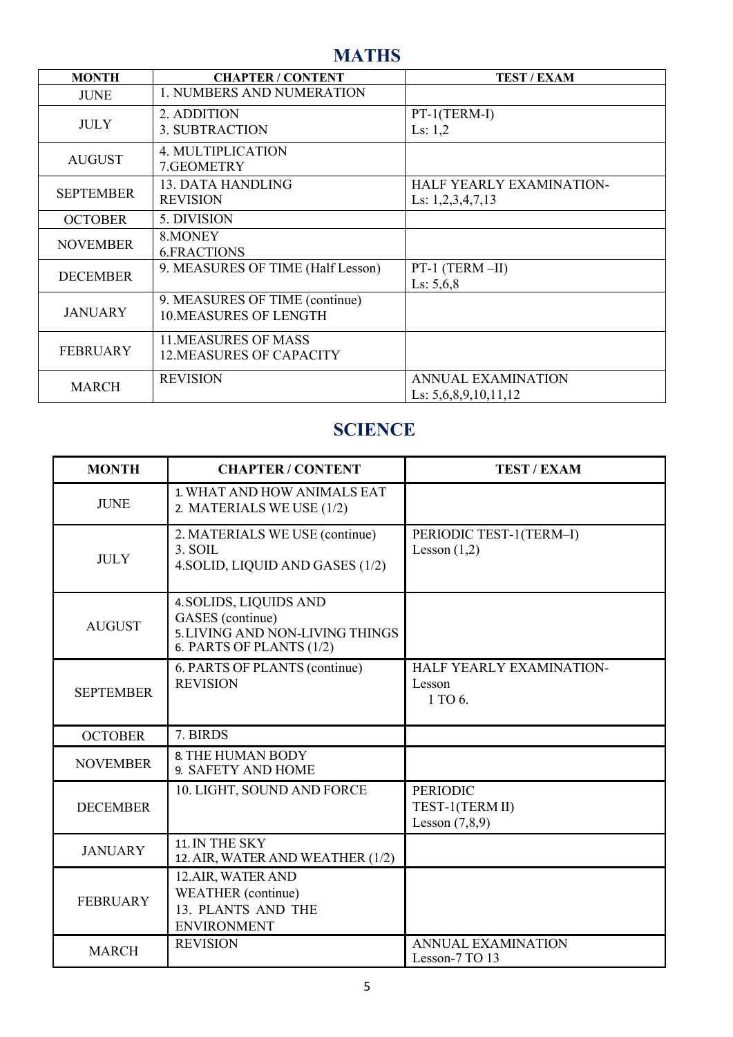## MATHS

| MONTH | CHAPTER / CONTENT | TEST / EXAM |
|---|---|---|
| JUNE | 1. NUMBERS AND NUMERATION | |
| JULY | 2. ADDITION<br>3. SUBTRACTION | PT-1(TERM-I)<br>Ls: 1,2 |
| AUGUST | 4. MULTIPLICATION<br>7.GEOMETRY | |
| SEPTEMBER | 13. DATA HANDLING<br>REVISION | HALF YEARLY EXAMINATION-<br>Ls: 1,2,3,4,7,13 |
| OCTOBER | 5. DIVISION | |
| NOVEMBER | 8.MONEY<br>6.FRACTIONS | |
| DECEMBER | 9. MEASURES OF TIME (Half Lesson) | PT-1 (TERM –II)<br>Ls: 5,6,8 |
| JANUARY | 9. MEASURES OF TIME (continue)<br>10.MEASURES OF LENGTH | |
| FEBRUARY | 11.MEASURES OF MASS<br>12.MEASURES OF CAPACITY | |
| MARCH | REVISION | ANNUAL EXAMINATION<br>Ls: 5,6,8,9,10,11,12 |

## SCIENCE

| MONTH | CHAPTER / CONTENT | TEST / EXAM |
|---|---|---|
| JUNE | 1. WHAT AND HOW ANIMALS EAT<br>2. MATERIALS WE USE (1/2) | |
| JULY | 2. MATERIALS WE USE (continue)<br>3. SOIL<br>4.SOLID, LIQUID AND GASES (1/2) | PERIODIC TEST-1(TERM–I)<br>Lesson (1,2) |
| AUGUST | 4. SOLIDS, LIQUIDS AND GASES (continue)<br>5. LIVING AND NON-LIVING THINGS<br>6. PARTS OF PLANTS (1/2) | |
| SEPTEMBER | 6. PARTS OF PLANTS (continue)<br>REVISION | HALF YEARLY EXAMINATION-<br>Lesson<br>1 TO 6. |
| OCTOBER | 7. BIRDS | |
| NOVEMBER | 8. THE HUMAN BODY<br>9. SAFETY AND HOME | |
| DECEMBER | 10. LIGHT, SOUND AND FORCE | PERIODIC<br>TEST-1(TERM II)<br>Lesson (7,8,9) |
| JANUARY | 11. IN THE SKY<br>12. AIR, WATER AND WEATHER (1/2) | |
| FEBRUARY | 12.AIR, WATER AND WEATHER (continue)<br>13. PLANTS AND THE ENVIRONMENT | |
| MARCH | REVISION | ANNUAL EXAMINATION<br>Lesson-7 TO 13 |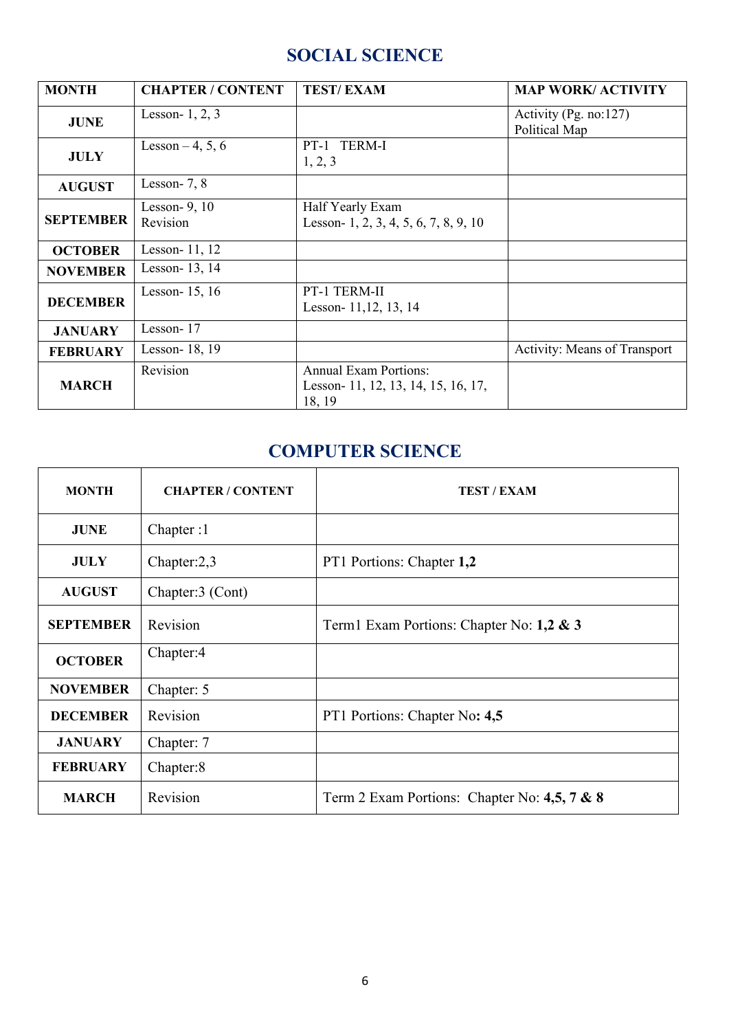## SOCIAL SCIENCE

| MONTH | CHAPTER / CONTENT | TEST/ EXAM | MAP WORK/ ACTIVITY |
|---|---|---|---|
| **JUNE** | Lesson- 1, 2, 3 | | Activity (Pg. no:127) Political Map |
| **JULY** | Lesson – 4, 5, 6 | PT-1 TERM-I 1, 2, 3 | |
| **AUGUST** | Lesson- 7, 8 | | |
| **SEPTEMBER** | Lesson- 9, 10 Revision | Half Yearly Exam Lesson- 1, 2, 3, 4, 5, 6, 7, 8, 9, 10 | |
| **OCTOBER** | Lesson- 11, 12 | | |
| **NOVEMBER** | Lesson- 13, 14 | | |
| **DECEMBER** | Lesson- 15, 16 | PT-1 TERM-II Lesson- 11,12, 13, 14 | |
| **JANUARY** | Lesson- 17 | | |
| **FEBRUARY** | Lesson- 18, 19 | | Activity: Means of Transport |
| **MARCH** | Revision | Annual Exam Portions: Lesson- 11, 12, 13, 14, 15, 16, 17, 18, 19 | |

## COMPUTER SCIENCE

| MONTH | CHAPTER / CONTENT | TEST / EXAM |
|---|---|---|
| **JUNE** | Chapter :1 | |
| **JULY** | Chapter:2,3 | PT1 Portions: Chapter **1,2** |
| **AUGUST** | Chapter:3 (Cont) | |
| **SEPTEMBER** | Revision | Term1 Exam Portions: Chapter No: **1,2 & 3** |
| **OCTOBER** | Chapter:4 | |
| **NOVEMBER** | Chapter: 5 | |
| **DECEMBER** | Revision | PT1 Portions: Chapter No**: 4,5** |
| **JANUARY** | Chapter: 7 | |
| **FEBRUARY** | Chapter:8 | |
| **MARCH** | Revision | Term 2 Exam Portions: Chapter No: **4,5, 7 & 8** |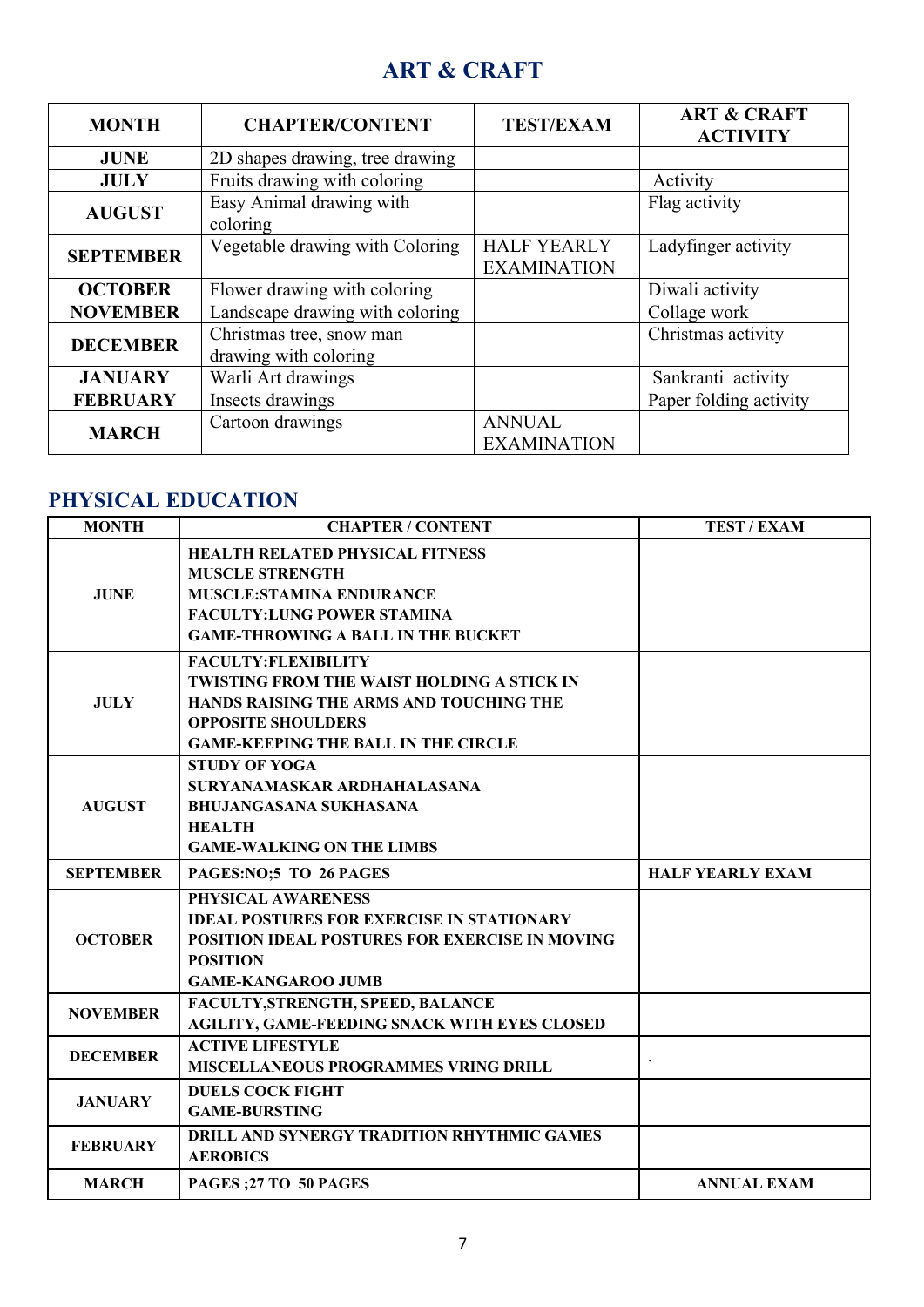# ART & CRAFT

| MONTH | CHAPTER/CONTENT | TEST/EXAM | ART & CRAFT ACTIVITY |
|---|---|---|---|
| JUNE | 2D shapes drawing, tree drawing | | |
| JULY | Fruits drawing with coloring | | Activity |
| AUGUST | Easy Animal drawing with coloring | | Flag activity |
| SEPTEMBER | Vegetable drawing with Coloring | HALF YEARLY EXAMINATION | Ladyfinger activity |
| OCTOBER | Flower drawing with coloring | | Diwali activity |
| NOVEMBER | Landscape drawing with coloring | | Collage work |
| DECEMBER | Christmas tree, snow man drawing with coloring | | Christmas activity |
| JANUARY | Warli Art drawings | | Sankranti activity |
| FEBRUARY | Insects drawings | | Paper folding activity |
| MARCH | Cartoon drawings | ANNUAL EXAMINATION | |

## PHYSICAL EDUCATION

| MONTH | CHAPTER / CONTENT | TEST / EXAM |
|---|---|---|
| JUNE | HEALTH RELATED PHYSICAL FITNESS<br>MUSCLE STRENGTH<br>MUSCLE:STAMINA ENDURANCE<br>FACULTY:LUNG POWER STAMINA<br>GAME-THROWING A BALL IN THE BUCKET | |
| JULY | FACULTY:FLEXIBILITY<br>TWISTING FROM THE WAIST HOLDING A STICK IN HANDS RAISING THE ARMS AND TOUCHING THE OPPOSITE SHOULDERS<br>GAME-KEEPING THE BALL IN THE CIRCLE | |
| AUGUST | STUDY OF YOGA<br>SURYANAMASKAR ARDHAHALASANA<br>BHUJANGASANA SUKHASANA<br>HEALTH<br>GAME-WALKING ON THE LIMBS | |
| SEPTEMBER | PAGES:NO;5 TO 26 PAGES | HALF YEARLY EXAM |
| OCTOBER | PHYSICAL AWARENESS<br>IDEAL POSTURES FOR EXERCISE IN STATIONARY POSITION IDEAL POSTURES FOR EXERCISE IN MOVING POSITION<br>GAME-KANGAROO JUMB | |
| NOVEMBER | FACULTY,STRENGTH, SPEED, BALANCE<br>AGILITY, GAME-FEEDING SNACK WITH EYES CLOSED | |
| DECEMBER | ACTIVE LIFESTYLE<br>MISCELLANEOUS PROGRAMMES VRING DRILL | . |
| JANUARY | DUELS COCK FIGHT<br>GAME-BURSTING | |
| FEBRUARY | DRILL AND SYNERGY TRADITION RHYTHMIC GAMES AEROBICS | |
| MARCH | PAGES ;27 TO 50 PAGES | ANNUAL EXAM |